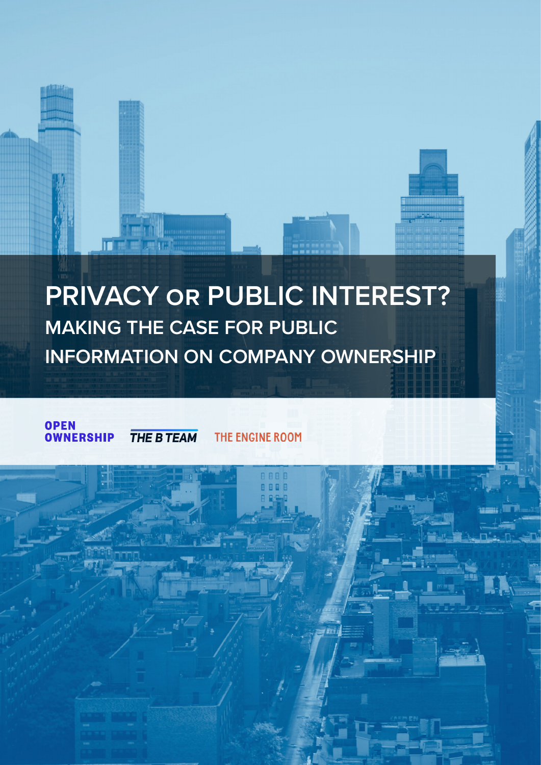# PRIVACY OR PUBLIC INTEREST?

## MAKING THE CASE FOR PUBLIC INFORMATION ON COMPANY OWNERSHIP

OPEN OWNERSHIP

THE B TEAM

THE ENGINE ROOM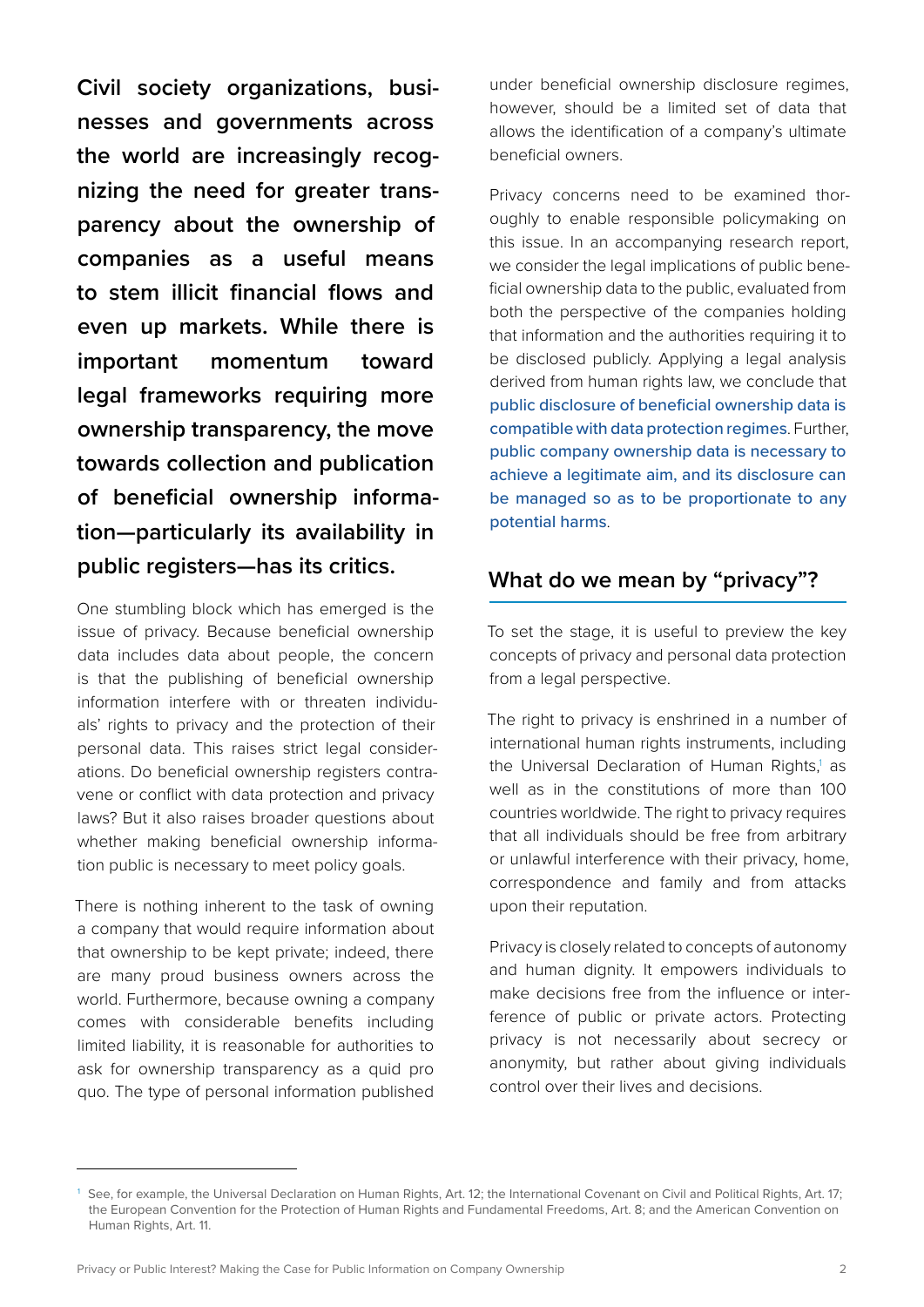**Civil society organizations, businesses and governments across the world are increasingly recognizing the need for greater transparency about the ownership of companies as a useful means to stem illicit financial flows and even up markets. While there is important momentum toward legal frameworks requiring more ownership transparency, the move towards collection and publication of beneficial ownership information—particularly its availability in public registers—has its critics.**

One stumbling block which has emerged is the issue of privacy. Because beneficial ownership data includes data about people, the concern is that the publishing of beneficial ownership information interfere with or threaten individuals' rights to privacy and the protection of their personal data. This raises strict legal considerations. Do beneficial ownership registers contravene or conflict with data protection and privacy laws? But it also raises broader questions about whether making beneficial ownership information public is necessary to meet policy goals.

There is nothing inherent to the task of owning a company that would require information about that ownership to be kept private; indeed, there are many proud business owners across the world. Furthermore, because owning a company comes with considerable benefits including limited liability, it is reasonable for authorities to ask for ownership transparency as a quid pro quo. The type of personal information published under beneficial ownership disclosure regimes, however, should be a limited set of data that allows the identification of a company's ultimate beneficial owners.

Privacy concerns need to be examined thoroughly to enable responsible policymaking on this issue. In an accompanying research report, we consider the legal implications of public beneficial ownership data to the public, evaluated from both the perspective of the companies holding that information and the authorities requiring it to be disclosed publicly. Applying a legal analysis derived from human rights law, we conclude that public disclosure of beneficial ownership data is compatible with data protection regimes. Further, public company ownership data is necessary to achieve a legitimate aim, and its disclosure can be managed so as to be proportionate to any potential harms.

## What do we mean by "privacy"?

To set the stage, it is useful to preview the key concepts of privacy and personal data protection from a legal perspective.

The right to privacy is enshrined in a number of international human rights instruments, including the Universal Declaration of Human Rights,[1] as well as in the constitutions of more than 100 countries worldwide. The right to privacy requires that all individuals should be free from arbitrary or unlawful interference with their privacy, home, correspondence and family and from attacks upon their reputation.

Privacy is closely related to concepts of autonomy and human dignity. It empowers individuals to make decisions free from the influence or interference of public or private actors. Protecting privacy is not necessarily about secrecy or anonymity, but rather about giving individuals control over their lives and decisions.

[1] See, for example, the Universal Declaration on Human Rights, Art. 12; the International Covenant on Civil and Political Rights, Art. 17; the European Convention for the Protection of Human Rights and Fundamental Freedoms, Art. 8; and the American Convention on Human Rights, Art. 11.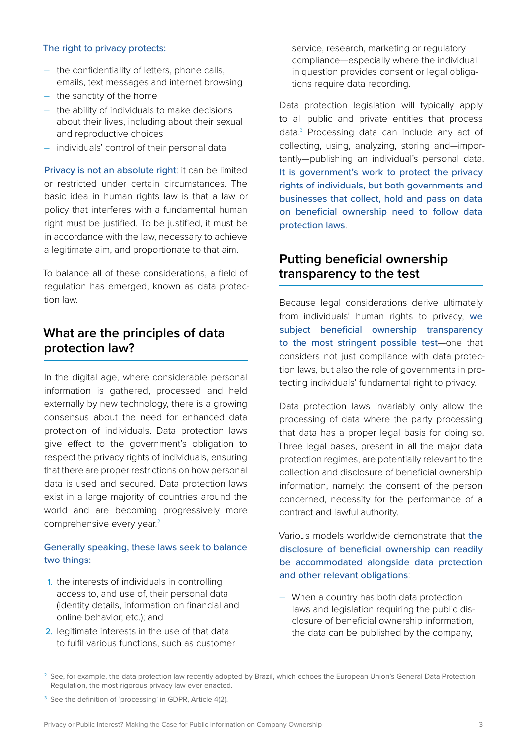The right to privacy protects:

- the confidentiality of letters, phone calls, emails, text messages and internet browsing
- the sanctity of the home
- the ability of individuals to make decisions about their lives, including about their sexual and reproductive choices
- individuals' control of their personal data

Privacy is not an absolute right: it can be limited or restricted under certain circumstances. The basic idea in human rights law is that a law or policy that interferes with a fundamental human right must be justified. To be justified, it must be in accordance with the law, necessary to achieve a legitimate aim, and proportionate to that aim.

To balance all of these considerations, a field of regulation has emerged, known as data protection law.

## What are the principles of data protection law?

In the digital age, where considerable personal information is gathered, processed and held externally by new technology, there is a growing consensus about the need for enhanced data protection of individuals. Data protection laws give effect to the government's obligation to respect the privacy rights of individuals, ensuring that there are proper restrictions on how personal data is used and secured. Data protection laws exist in a large majority of countries around the world and are becoming progressively more comprehensive every year.[2]

Generally speaking, these laws seek to balance two things:

1. the interests of individuals in controlling access to, and use of, their personal data (identity details, information on financial and online behavior, etc.); and
2. legitimate interests in the use of that data to fulfil various functions, such as customer service, research, marketing or regulatory compliance—especially where the individual in question provides consent or legal obligations require data recording.

Data protection legislation will typically apply to all public and private entities that process data.[3] Processing data can include any act of collecting, using, analyzing, storing and—importantly—publishing an individual's personal data. It is government's work to protect the privacy rights of individuals, but both governments and businesses that collect, hold and pass on data on beneficial ownership need to follow data protection laws.

## Putting beneficial ownership transparency to the test

Because legal considerations derive ultimately from individuals' human rights to privacy, we subject beneficial ownership transparency to the most stringent possible test—one that considers not just compliance with data protection laws, but also the role of governments in protecting individuals' fundamental right to privacy.

Data protection laws invariably only allow the processing of data where the party processing that data has a proper legal basis for doing so. Three legal bases, present in all the major data protection regimes, are potentially relevant to the collection and disclosure of beneficial ownership information, namely: the consent of the person concerned, necessity for the performance of a contract and lawful authority.

Various models worldwide demonstrate that the disclosure of beneficial ownership can readily be accommodated alongside data protection and other relevant obligations:

- When a country has both data protection laws and legislation requiring the public disclosure of beneficial ownership information, the data can be published by the company,

---

[2] See, for example, the data protection law recently adopted by Brazil, which echoes the European Union's General Data Protection Regulation, the most rigorous privacy law ever enacted.

[3] See the definition of 'processing' in GDPR, Article 4(2).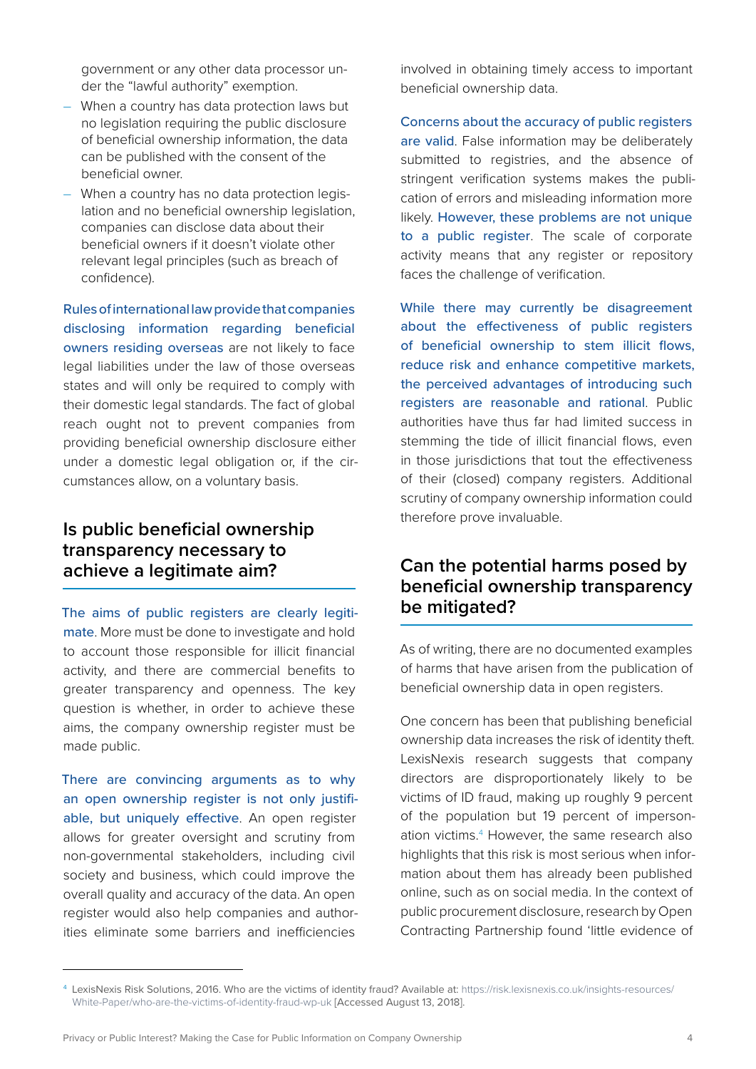government or any other data processor under the "lawful authority" exemption.

- When a country has data protection laws but no legislation requiring the public disclosure of beneficial ownership information, the data can be published with the consent of the beneficial owner.
- When a country has no data protection legislation and no beneficial ownership legislation, companies can disclose data about their beneficial owners if it doesn't violate other relevant legal principles (such as breach of confidence).

Rules of international law provide that companies disclosing information regarding beneficial owners residing overseas are not likely to face legal liabilities under the law of those overseas states and will only be required to comply with their domestic legal standards. The fact of global reach ought not to prevent companies from providing beneficial ownership disclosure either under a domestic legal obligation or, if the circumstances allow, on a voluntary basis.

## Is public beneficial ownership transparency necessary to achieve a legitimate aim?

The aims of public registers are clearly legitimate. More must be done to investigate and hold to account those responsible for illicit financial activity, and there are commercial benefits to greater transparency and openness. The key question is whether, in order to achieve these aims, the company ownership register must be made public.

There are convincing arguments as to why an open ownership register is not only justifiable, but uniquely effective. An open register allows for greater oversight and scrutiny from non-governmental stakeholders, including civil society and business, which could improve the overall quality and accuracy of the data. An open register would also help companies and authorities eliminate some barriers and inefficiencies involved in obtaining timely access to important beneficial ownership data.

Concerns about the accuracy of public registers are valid. False information may be deliberately submitted to registries, and the absence of stringent verification systems makes the publication of errors and misleading information more likely. However, these problems are not unique to a public register. The scale of corporate activity means that any register or repository faces the challenge of verification.

While there may currently be disagreement about the effectiveness of public registers of beneficial ownership to stem illicit flows, reduce risk and enhance competitive markets, the perceived advantages of introducing such registers are reasonable and rational. Public authorities have thus far had limited success in stemming the tide of illicit financial flows, even in those jurisdictions that tout the effectiveness of their (closed) company registers. Additional scrutiny of company ownership information could therefore prove invaluable.

## Can the potential harms posed by beneficial ownership transparency be mitigated?

As of writing, there are no documented examples of harms that have arisen from the publication of beneficial ownership data in open registers.

One concern has been that publishing beneficial ownership data increases the risk of identity theft. LexisNexis research suggests that company directors are disproportionately likely to be victims of ID fraud, making up roughly 9 percent of the population but 19 percent of impersonation victims.[4] However, the same research also highlights that this risk is most serious when information about them has already been published online, such as on social media. In the context of public procurement disclosure, research by Open Contracting Partnership found 'little evidence of

---

[4] LexisNexis Risk Solutions, 2016. Who are the victims of identity fraud? Available at: https://risk.lexisnexis.co.uk/insights-resources/White-Paper/who-are-the-victims-of-identity-fraud-wp-uk [Accessed August 13, 2018].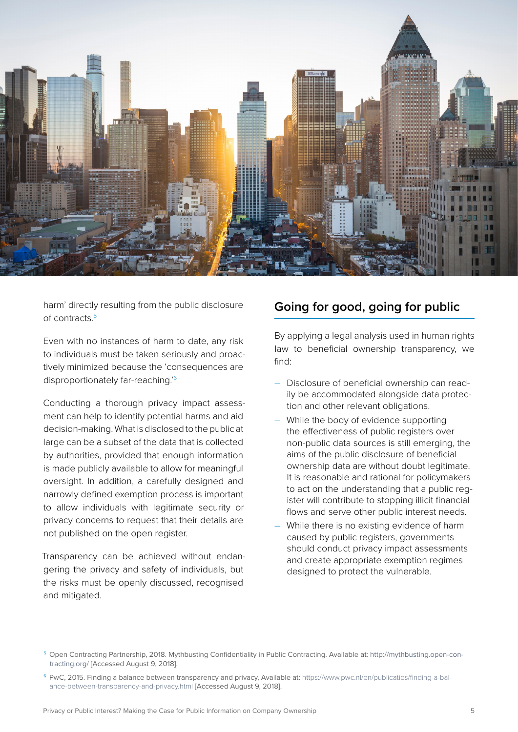harm' directly resulting from the public disclosure of contracts.[5]

Even with no instances of harm to date, any risk to individuals must be taken seriously and proactively minimized because the 'consequences are disproportionately far-reaching.'[6]

Conducting a thorough privacy impact assessment can help to identify potential harms and aid decision-making. What is disclosed to the public at large can be a subset of the data that is collected by authorities, provided that enough information is made publicly available to allow for meaningful oversight. In addition, a carefully designed and narrowly defined exemption process is important to allow individuals with legitimate security or privacy concerns to request that their details are not published on the open register.

Transparency can be achieved without endangering the privacy and safety of individuals, but the risks must be openly discussed, recognised and mitigated.

## Going for good, going for public

By applying a legal analysis used in human rights law to beneficial ownership transparency, we find:

- Disclosure of beneficial ownership can readily be accommodated alongside data protection and other relevant obligations.
- While the body of evidence supporting the effectiveness of public registers over non-public data sources is still emerging, the aims of the public disclosure of beneficial ownership data are without doubt legitimate. It is reasonable and rational for policymakers to act on the understanding that a public register will contribute to stopping illicit financial flows and serve other public interest needs.
- While there is no existing evidence of harm caused by public registers, governments should conduct privacy impact assessments and create appropriate exemption regimes designed to protect the vulnerable.

---

[5] Open Contracting Partnership, 2018. Mythbusting Confidentiality in Public Contracting. Available at: http://mythbusting.open-contracting.org/ [Accessed August 9, 2018].

[6] PwC, 2015. Finding a balance between transparency and privacy, Available at: https://www.pwc.nl/en/publicaties/finding-a-balance-between-transparency-and-privacy.html [Accessed August 9, 2018].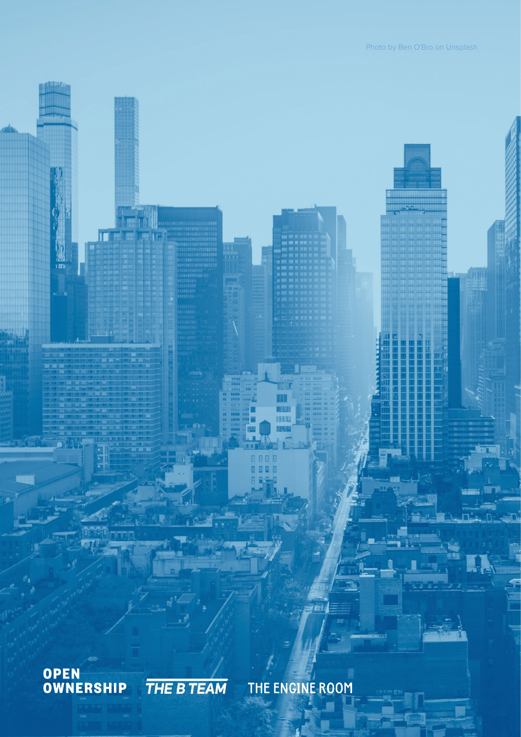Photo by Ben O'Bro on Unsplash

OPEN OWNERSHIP

THE B TEAM

THE ENGINE ROOM